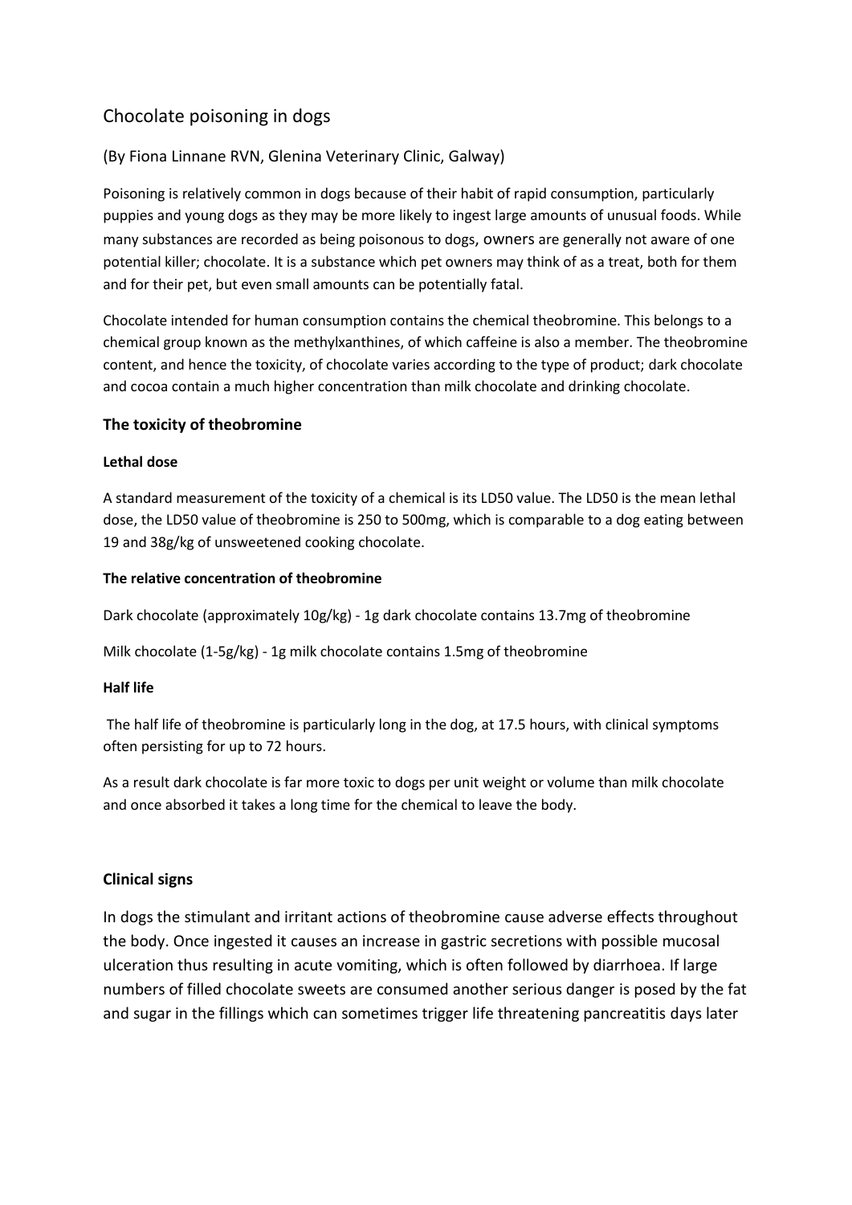# Chocolate poisoning in dogs

(By Fiona Linnane RVN, Glenina Veterinary Clinic, Galway)

Poisoning is relatively common in dogs because of their habit of rapid consumption, particularly puppies and young dogs as they may be more likely to ingest large amounts of unusual foods. While many substances are recorded as being poisonous to dogs, owners are generally not aware of one potential killer; chocolate. It is a substance which pet owners may think of as a treat, both for them and for their pet, but even small amounts can be potentially fatal.

Chocolate intended for human consumption contains the chemical theobromine. This belongs to a chemical group known as the methylxanthines, of which caffeine is also a member. The theobromine content, and hence the toxicity, of chocolate varies according to the type of product; dark chocolate and cocoa contain a much higher concentration than milk chocolate and drinking chocolate.

## The toxicity of theobromine

### Lethal dose

A standard measurement of the toxicity of a chemical is its LD50 value. The LD50 is the mean lethal dose, the LD50 value of theobromine is 250 to 500mg, which is comparable to a dog eating between 19 and 38g/kg of unsweetened cooking chocolate.

### The relative concentration of theobromine

Dark chocolate (approximately 10g/kg) - 1g dark chocolate contains 13.7mg of theobromine

Milk chocolate (1-5g/kg) - 1g milk chocolate contains 1.5mg of theobromine

### Half life

The half life of theobromine is particularly long in the dog, at 17.5 hours, with clinical symptoms often persisting for up to 72 hours.

As a result dark chocolate is far more toxic to dogs per unit weight or volume than milk chocolate and once absorbed it takes a long time for the chemical to leave the body.

## Clinical signs

In dogs the stimulant and irritant actions of theobromine cause adverse effects throughout the body. Once ingested it causes an increase in gastric secretions with possible mucosal ulceration thus resulting in acute vomiting, which is often followed by diarrhoea. If large numbers of filled chocolate sweets are consumed another serious danger is posed by the fat and sugar in the fillings which can sometimes trigger life threatening pancreatitis days later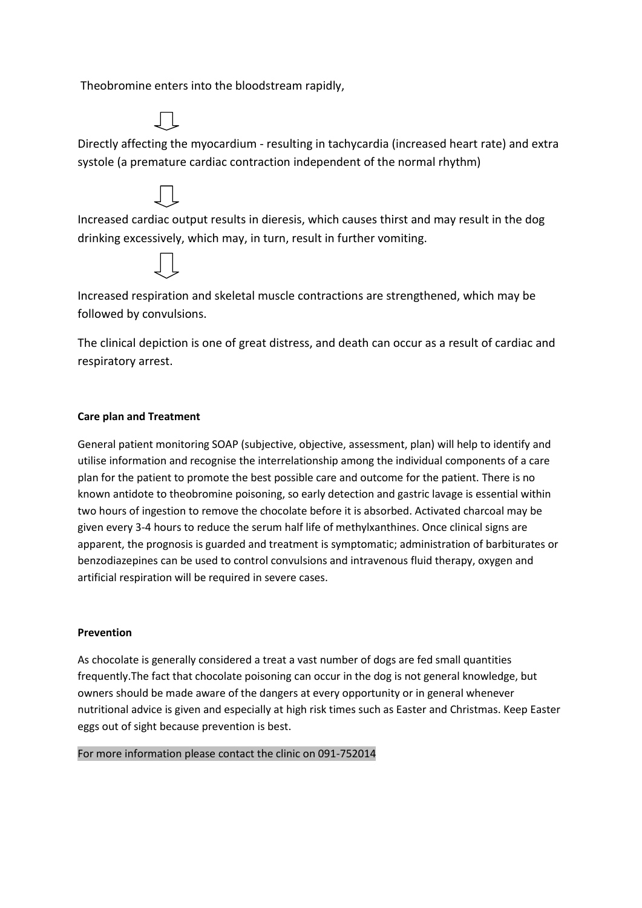Theobromine enters into the bloodstream rapidly,

⇩

Directly affecting the myocardium - resulting in tachycardia (increased heart rate) and extra systole (a premature cardiac contraction independent of the normal rhythm)

⇩

Increased cardiac output results in dieresis, which causes thirst and may result in the dog drinking excessively, which may, in turn, result in further vomiting.

⇩

Increased respiration and skeletal muscle contractions are strengthened, which may be followed by convulsions.

The clinical depiction is one of great distress, and death can occur as a result of cardiac and respiratory arrest.

**Care plan and Treatment**

General patient monitoring SOAP (subjective, objective, assessment, plan) will help to identify and utilise information and recognise the interrelationship among the individual components of a care plan for the patient to promote the best possible care and outcome for the patient. There is no known antidote to theobromine poisoning, so early detection and gastric lavage is essential within two hours of ingestion to remove the chocolate before it is absorbed. Activated charcoal may be given every 3-4 hours to reduce the serum half life of methylxanthines. Once clinical signs are apparent, the prognosis is guarded and treatment is symptomatic; administration of barbiturates or benzodiazepines can be used to control convulsions and intravenous fluid therapy, oxygen and artificial respiration will be required in severe cases.

**Prevention**

As chocolate is generally considered a treat a vast number of dogs are fed small quantities frequently.The fact that chocolate poisoning can occur in the dog is not general knowledge, but owners should be made aware of the dangers at every opportunity or in general whenever nutritional advice is given and especially at high risk times such as Easter and Christmas. Keep Easter eggs out of sight because prevention is best.

For more information please contact the clinic on 091-752014